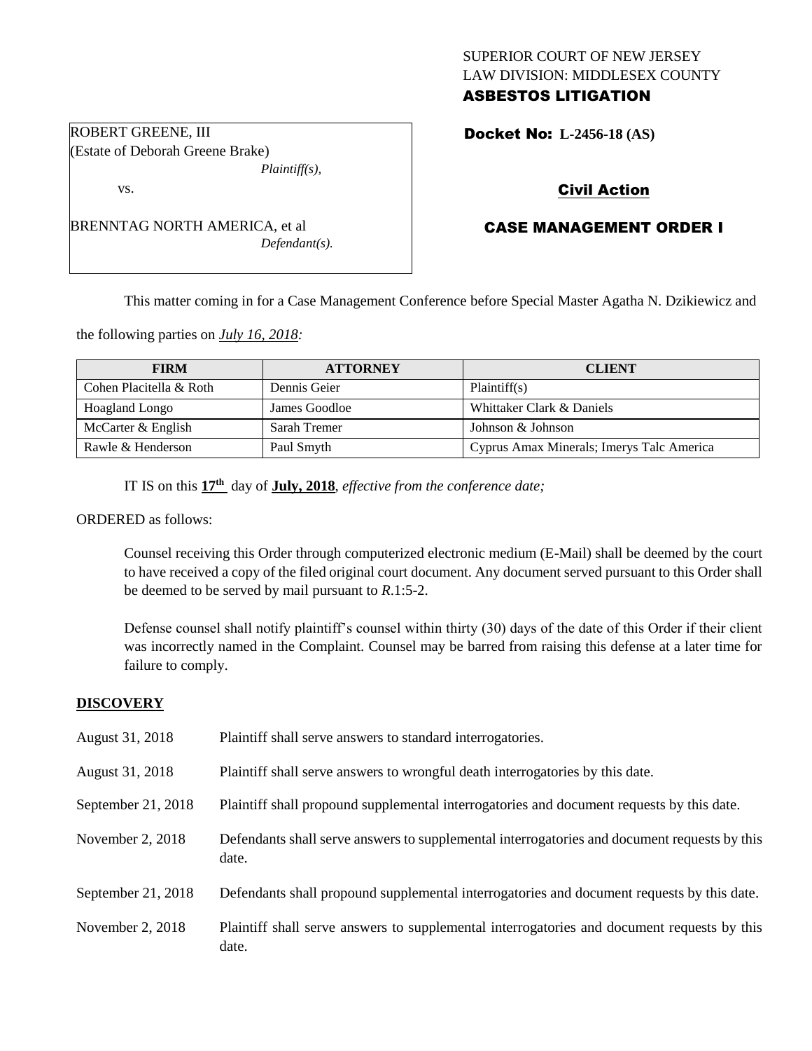SUPERIOR COURT OF NEW JERSEY
LAW DIVISION: MIDDLESEX COUNTY
**ASBESTOS LITIGATION**

ROBERT GREENE, III
(Estate of Deborah Greene Brake)
*Plaintiff(s),*

vs.

BRENNTAG NORTH AMERICA, et al
*Defendant(s).*

**Docket No: L-2456-18 (AS)**

## Civil Action

## CASE MANAGEMENT ORDER I

This matter coming in for a Case Management Conference before Special Master Agatha N. Dzikiewicz and the following parties on *July 16, 2018:*

| FIRM | ATTORNEY | CLIENT |
|---|---|---|
| Cohen Placitella & Roth | Dennis Geier | Plaintiff(s) |
| Hoagland Longo | James Goodloe | Whittaker Clark & Daniels |
| McCarter & English | Sarah Tremer | Johnson & Johnson |
| Rawle & Henderson | Paul Smyth | Cyprus Amax Minerals; Imerys Talc America |

IT IS on this **17th** day of **July, 2018**, *effective from the conference date;*

ORDERED as follows:

Counsel receiving this Order through computerized electronic medium (E-Mail) shall be deemed by the court to have received a copy of the filed original court document. Any document served pursuant to this Order shall be deemed to be served by mail pursuant to *R*.1:5-2.

Defense counsel shall notify plaintiff's counsel within thirty (30) days of the date of this Order if their client was incorrectly named in the Complaint. Counsel may be barred from raising this defense at a later time for failure to comply.

## DISCOVERY

| | |
|---|---|
| August 31, 2018 | Plaintiff shall serve answers to standard interrogatories. |
| August 31, 2018 | Plaintiff shall serve answers to wrongful death interrogatories by this date. |
| September 21, 2018 | Plaintiff shall propound supplemental interrogatories and document requests by this date. |
| November 2, 2018 | Defendants shall serve answers to supplemental interrogatories and document requests by this date. |
| September 21, 2018 | Defendants shall propound supplemental interrogatories and document requests by this date. |
| November 2, 2018 | Plaintiff shall serve answers to supplemental interrogatories and document requests by this date. |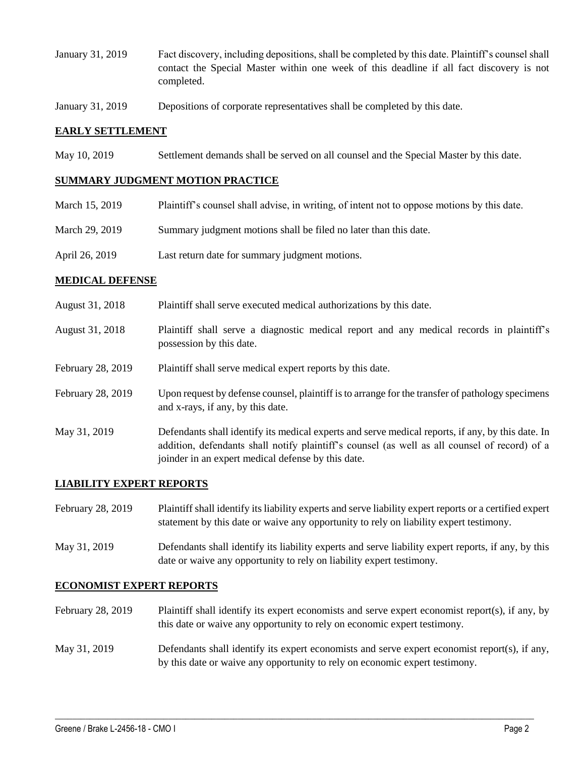January 31, 2019 Fact discovery, including depositions, shall be completed by this date. Plaintiff's counsel shall contact the Special Master within one week of this deadline if all fact discovery is not completed.

January 31, 2019 Depositions of corporate representatives shall be completed by this date.

## EARLY SETTLEMENT

May 10, 2019 Settlement demands shall be served on all counsel and the Special Master by this date.

## SUMMARY JUDGMENT MOTION PRACTICE

March 15, 2019 Plaintiff's counsel shall advise, in writing, of intent not to oppose motions by this date.

March 29, 2019 Summary judgment motions shall be filed no later than this date.

April 26, 2019 Last return date for summary judgment motions.

## MEDICAL DEFENSE

August 31, 2018 Plaintiff shall serve executed medical authorizations by this date.

August 31, 2018 Plaintiff shall serve a diagnostic medical report and any medical records in plaintiff's possession by this date.

February 28, 2019 Plaintiff shall serve medical expert reports by this date.

February 28, 2019 Upon request by defense counsel, plaintiff is to arrange for the transfer of pathology specimens and x-rays, if any, by this date.

May 31, 2019 Defendants shall identify its medical experts and serve medical reports, if any, by this date. In addition, defendants shall notify plaintiff's counsel (as well as all counsel of record) of a joinder in an expert medical defense by this date.

## LIABILITY EXPERT REPORTS

February 28, 2019 Plaintiff shall identify its liability experts and serve liability expert reports or a certified expert statement by this date or waive any opportunity to rely on liability expert testimony.

May 31, 2019 Defendants shall identify its liability experts and serve liability expert reports, if any, by this date or waive any opportunity to rely on liability expert testimony.

## ECONOMIST EXPERT REPORTS

February 28, 2019 Plaintiff shall identify its expert economists and serve expert economist report(s), if any, by this date or waive any opportunity to rely on economic expert testimony.

May 31, 2019 Defendants shall identify its expert economists and serve expert economist report(s), if any, by this date or waive any opportunity to rely on economic expert testimony.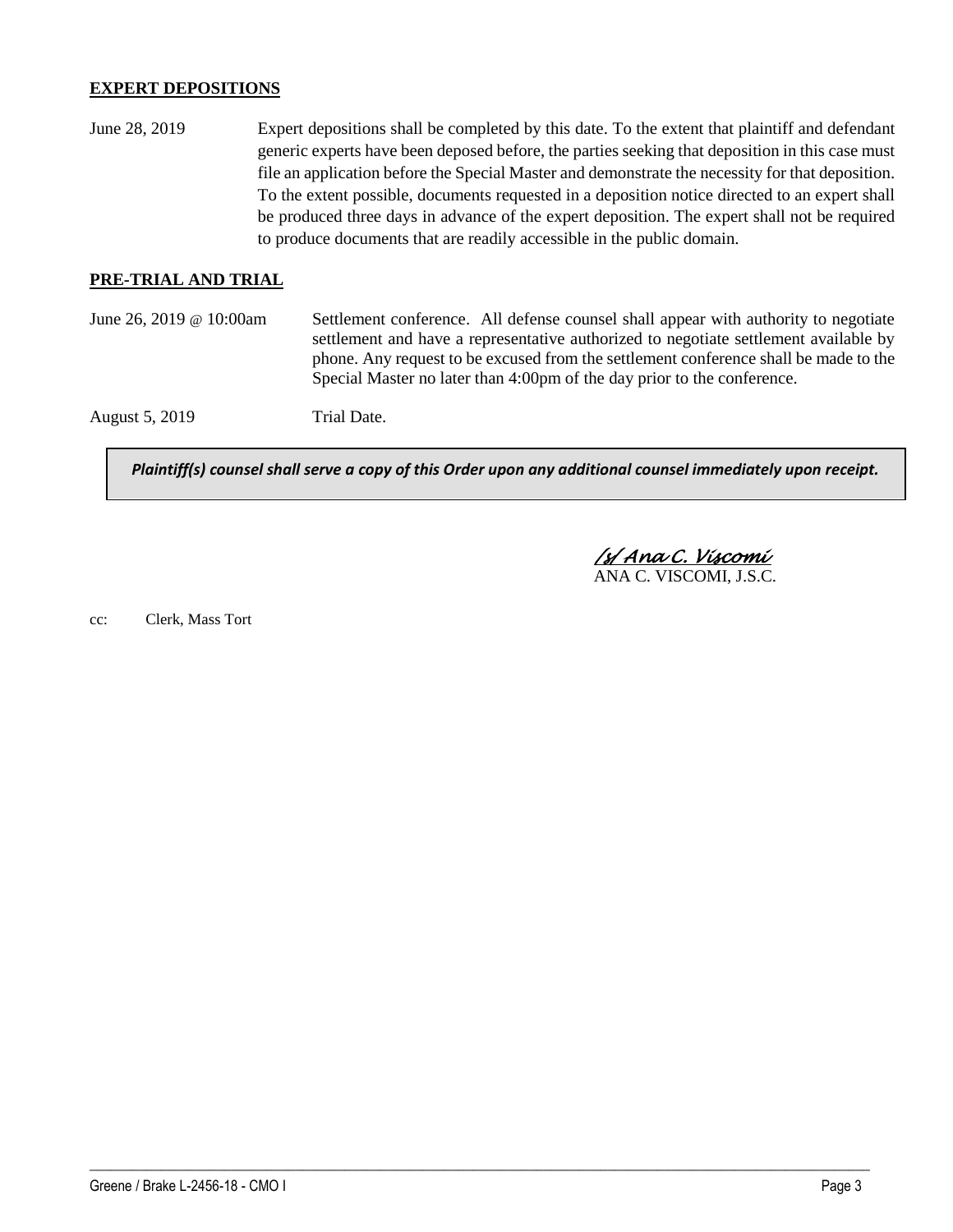**EXPERT DEPOSITIONS**

June 28, 2019 — Expert depositions shall be completed by this date. To the extent that plaintiff and defendant generic experts have been deposed before, the parties seeking that deposition in this case must file an application before the Special Master and demonstrate the necessity for that deposition. To the extent possible, documents requested in a deposition notice directed to an expert shall be produced three days in advance of the expert deposition. The expert shall not be required to produce documents that are readily accessible in the public domain.

**PRE-TRIAL AND TRIAL**

June 26, 2019 @ 10:00am — Settlement conference. All defense counsel shall appear with authority to negotiate settlement and have a representative authorized to negotiate settlement available by phone. Any request to be excused from the settlement conference shall be made to the Special Master no later than 4:00pm of the day prior to the conference.

August 5, 2019 — Trial Date.

***Plaintiff(s) counsel shall serve a copy of this Order upon any additional counsel immediately upon receipt.***

/s/ Ana C. Viscomi
ANA C. VISCOMI, J.S.C.

cc: Clerk, Mass Tort